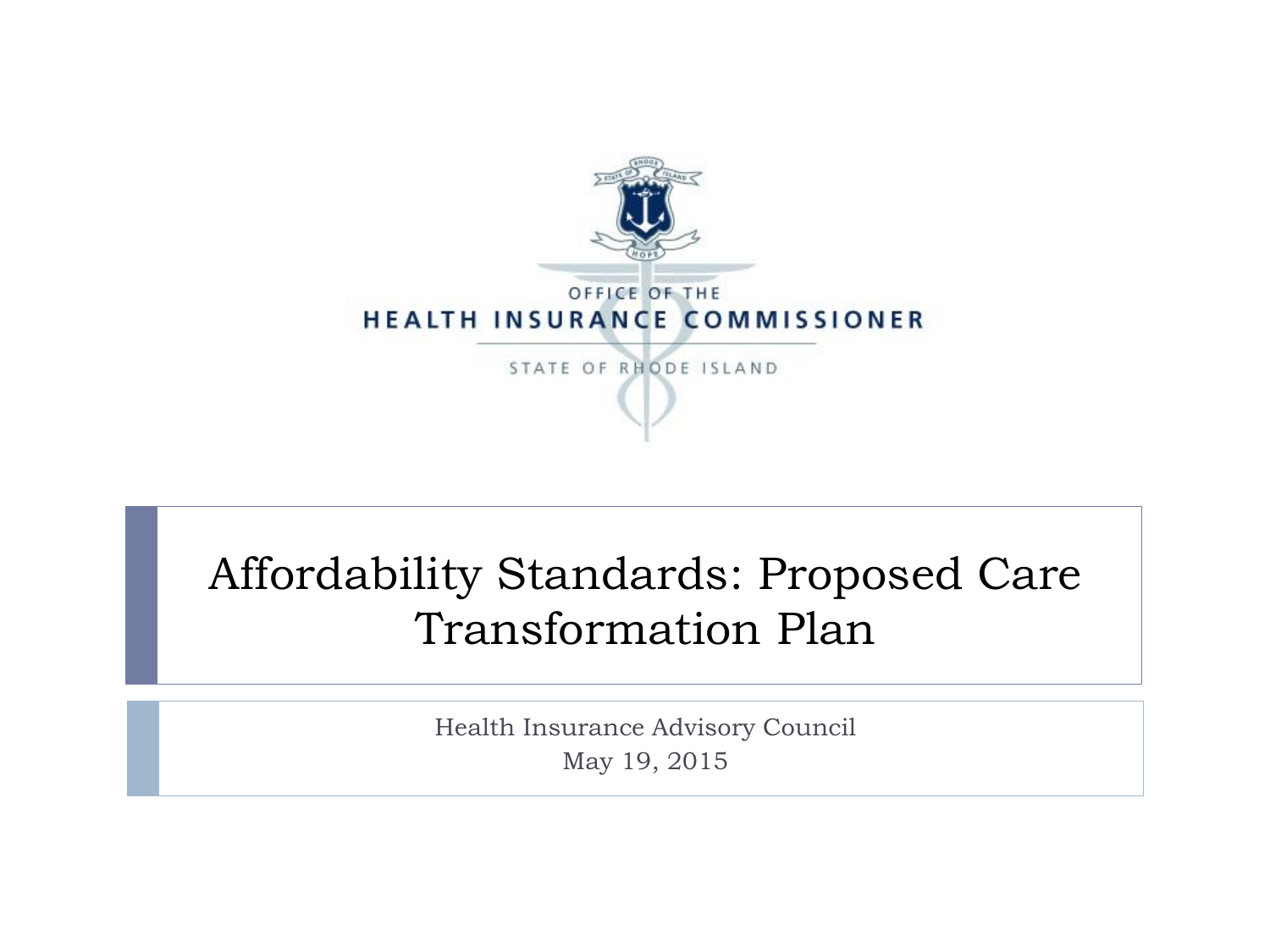OFFICE OF THE
HEALTH INSURANCE COMMISSIONER
STATE OF RHODE ISLAND

# Affordability Standards: Proposed Care Transformation Plan

Health Insurance Advisory Council
May 19, 2015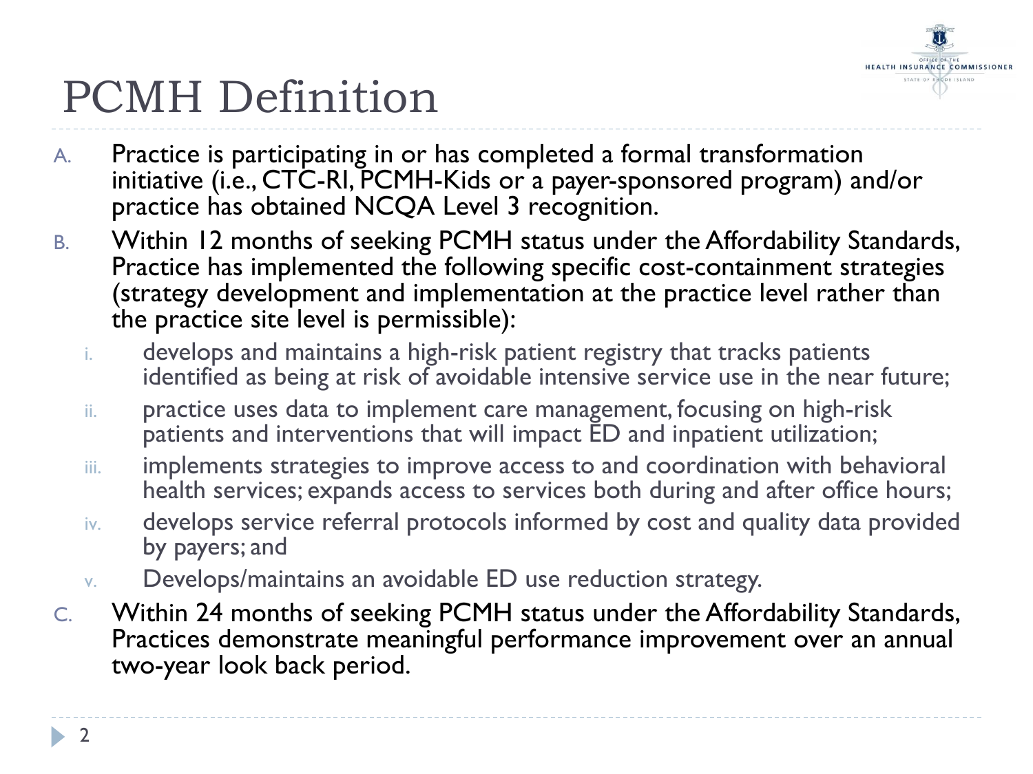# PCMH Definition

A. Practice is participating in or has completed a formal transformation initiative (i.e., CTC-RI, PCMH-Kids or a payer-sponsored program) and/or practice has obtained NCQA Level 3 recognition.

B. Within 12 months of seeking PCMH status under the Affordability Standards, Practice has implemented the following specific cost-containment strategies (strategy development and implementation at the practice level rather than the practice site level is permissible):

   i. develops and maintains a high-risk patient registry that tracks patients identified as being at risk of avoidable intensive service use in the near future;

   ii. practice uses data to implement care management, focusing on high-risk patients and interventions that will impact ED and inpatient utilization;

   iii. implements strategies to improve access to and coordination with behavioral health services; expands access to services both during and after office hours;

   iv. develops service referral protocols informed by cost and quality data provided by payers; and

   v. Develops/maintains an avoidable ED use reduction strategy.

C. Within 24 months of seeking PCMH status under the Affordability Standards, Practices demonstrate meaningful performance improvement over an annual two-year look back period.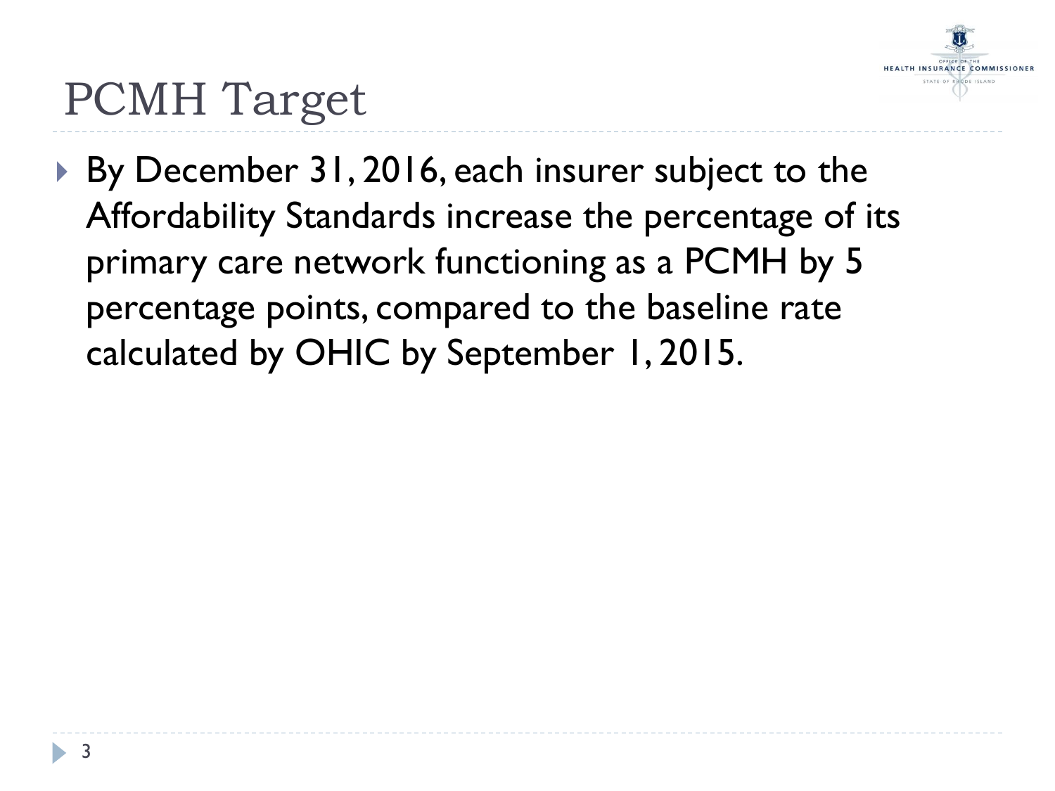# PCMH Target

- By December 31, 2016, each insurer subject to the Affordability Standards increase the percentage of its primary care network functioning as a PCMH by 5 percentage points, compared to the baseline rate calculated by OHIC by September 1, 2015.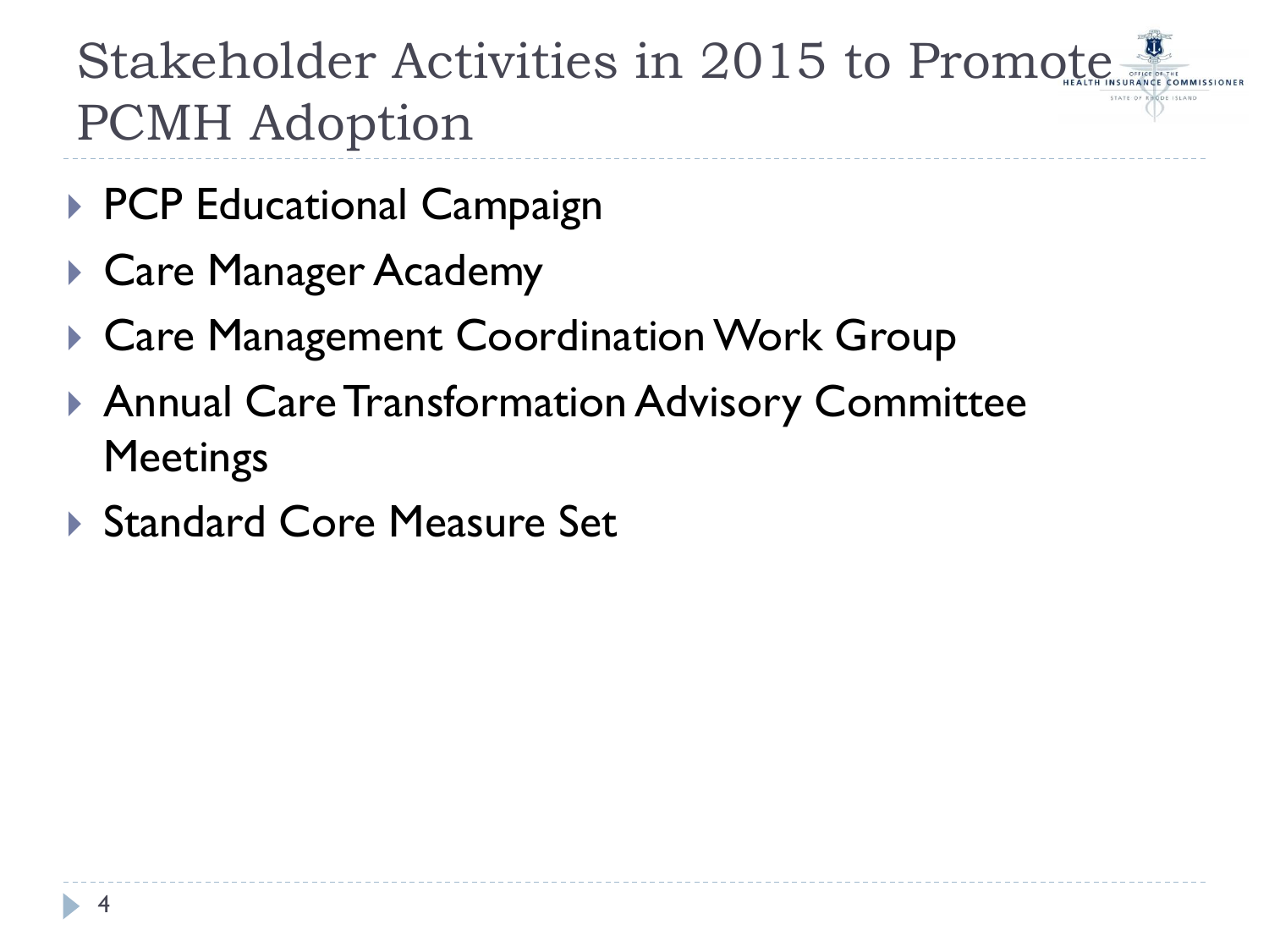# Stakeholder Activities in 2015 to Promote PCMH Adoption

- PCP Educational Campaign
- Care Manager Academy
- Care Management Coordination Work Group
- Annual Care Transformation Advisory Committee Meetings
- Standard Core Measure Set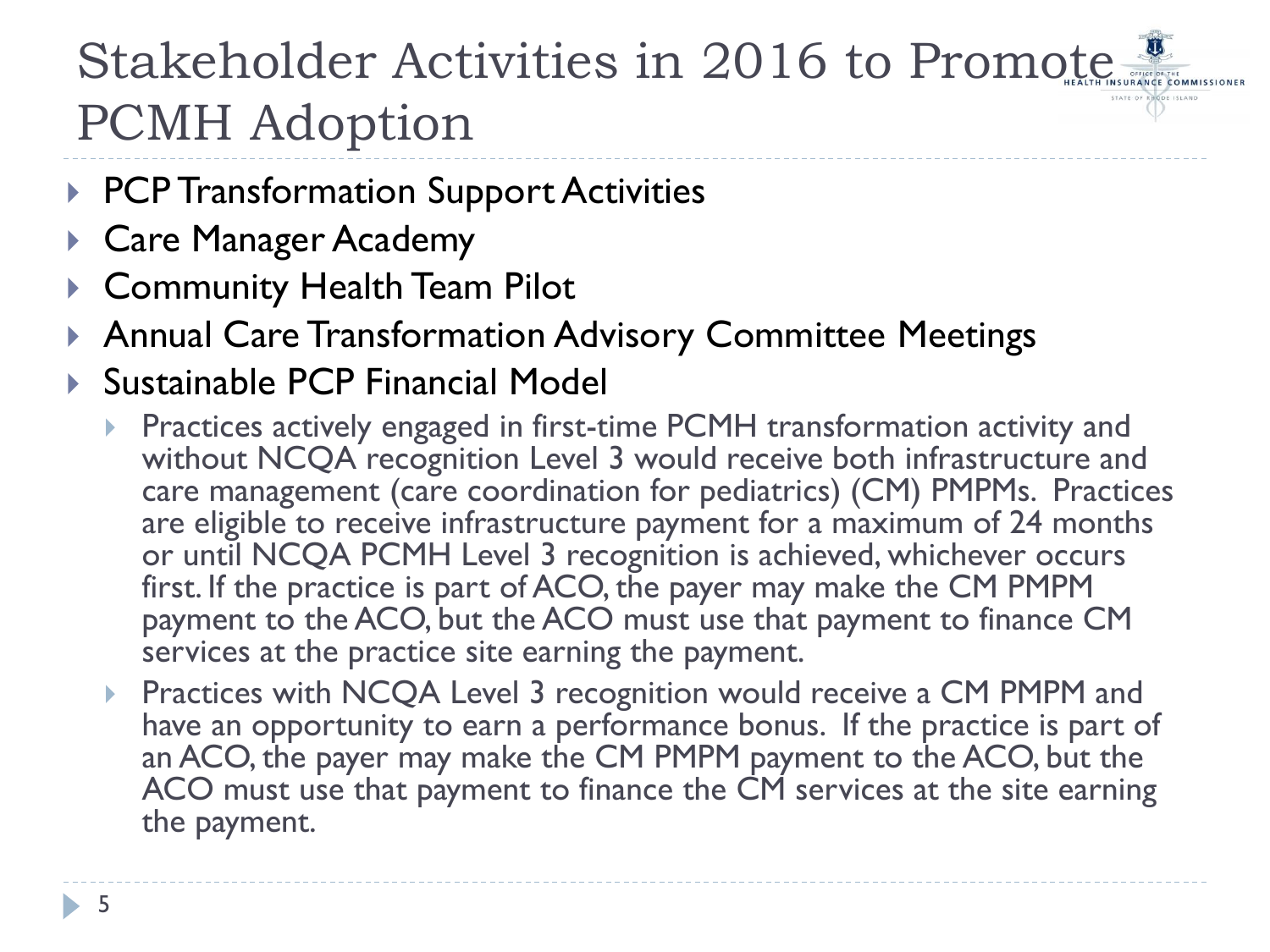# Stakeholder Activities in 2016 to Promote PCMH Adoption

- PCP Transformation Support Activities
- Care Manager Academy
- Community Health Team Pilot
- Annual Care Transformation Advisory Committee Meetings
- Sustainable PCP Financial Model
  - Practices actively engaged in first-time PCMH transformation activity and without NCQA recognition Level 3 would receive both infrastructure and care management (care coordination for pediatrics) (CM) PMPMs. Practices are eligible to receive infrastructure payment for a maximum of 24 months or until NCQA PCMH Level 3 recognition is achieved, whichever occurs first. If the practice is part of ACO, the payer may make the CM PMPM payment to the ACO, but the ACO must use that payment to finance CM services at the practice site earning the payment.
  - Practices with NCQA Level 3 recognition would receive a CM PMPM and have an opportunity to earn a performance bonus. If the practice is part of an ACO, the payer may make the CM PMPM payment to the ACO, but the ACO must use that payment to finance the CM services at the site earning the payment.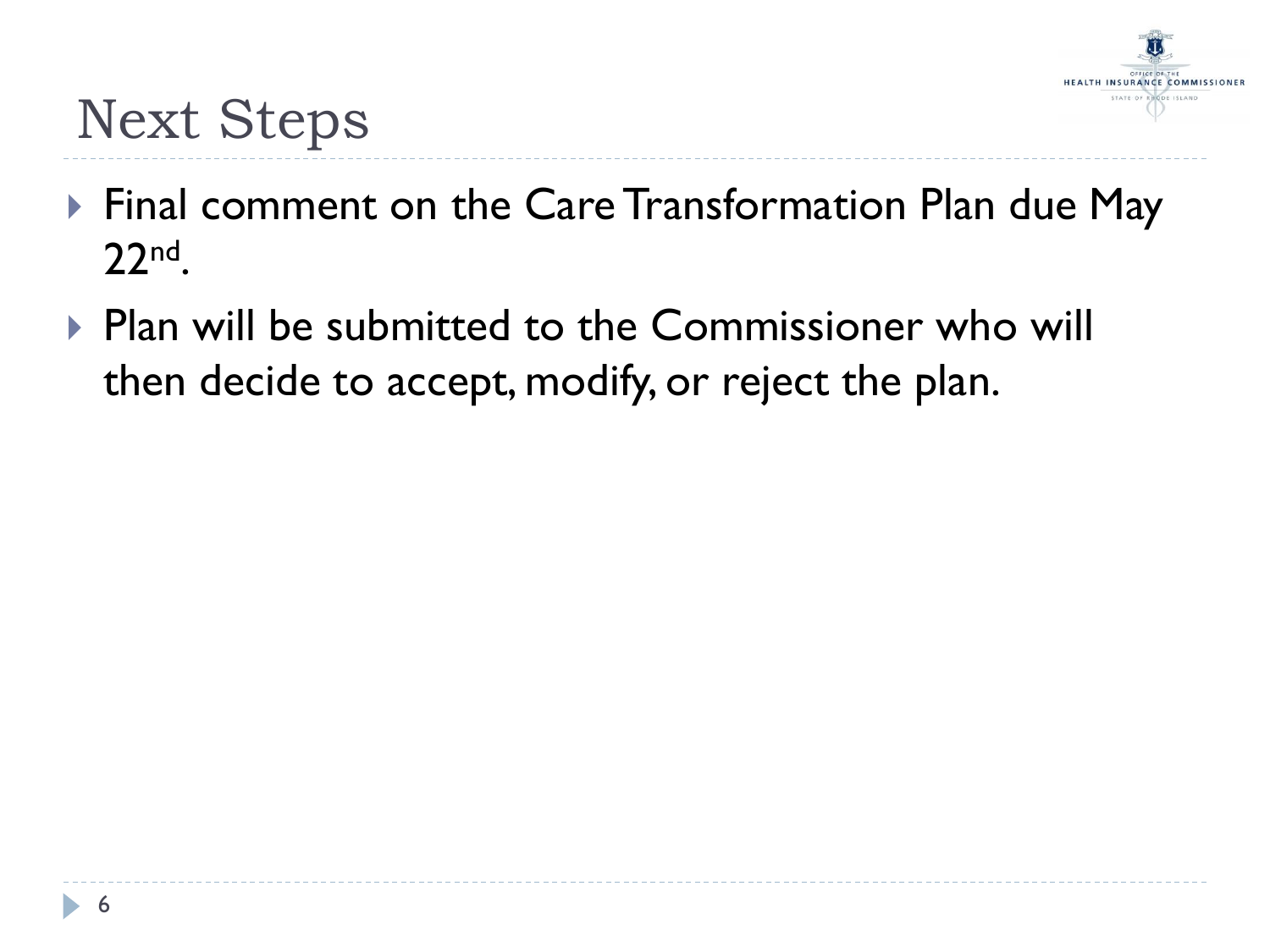# Next Steps

- Final comment on the Care Transformation Plan due May 22nd.
- Plan will be submitted to the Commissioner who will then decide to accept, modify, or reject the plan.